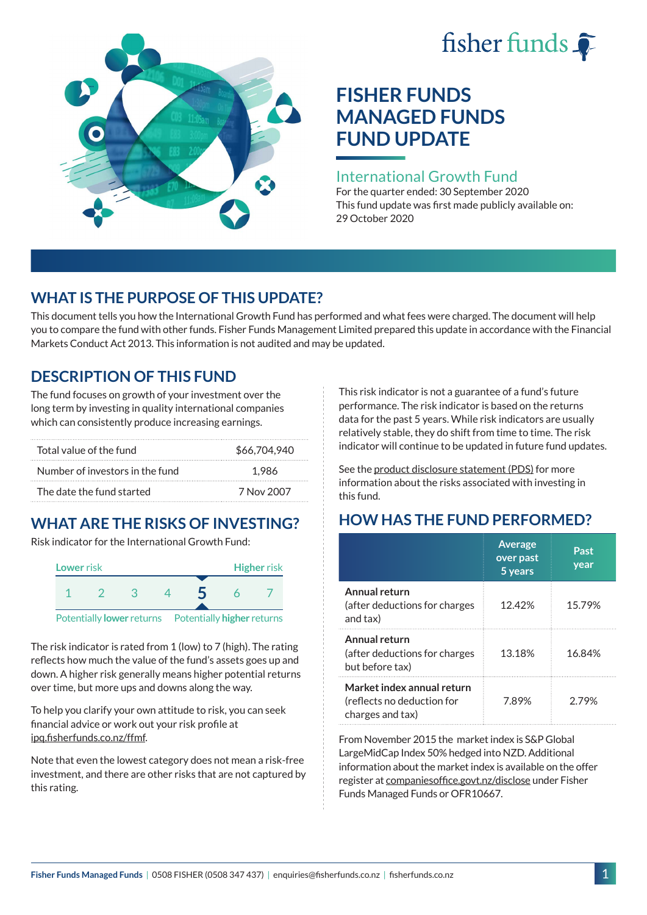fisher funds

# FISHER FUNDS MANAGED FUNDS FUND UPDATE

## International Growth Fund

For the quarter ended: 30 September 2020

This fund update was first made publicly available on: 29 October 2020

## WHAT IS THE PURPOSE OF THIS UPDATE?

This document tells you how the International Growth Fund has performed and what fees were charged. The document will help you to compare the fund with other funds. Fisher Funds Management Limited prepared this update in accordance with the Financial Markets Conduct Act 2013. This information is not audited and may be updated.

## DESCRIPTION OF THIS FUND

The fund focuses on growth of your investment over the long term by investing in quality international companies which can consistently produce increasing earnings.

| | |
|---|---|
| Total value of the fund | $66,704,940 |
| Number of investors in the fund | 1,986 |
| The date the fund started | 7 Nov 2007 |

## WHAT ARE THE RISKS OF INVESTING?

Risk indicator for the International Growth Fund:

Lower risk — Higher risk

1 2 3 4 **5** 6 7

Potentially **lower** returns — Potentially **higher** returns

The risk indicator is rated from 1 (low) to 7 (high). The rating reflects how much the value of the fund's assets goes up and down. A higher risk generally means higher potential returns over time, but more ups and downs along the way.

To help you clarify your own attitude to risk, you can seek financial advice or work out your risk profile at ipq.fisherfunds.co.nz/ffmf.

Note that even the lowest category does not mean a risk-free investment, and there are other risks that are not captured by this rating.

This risk indicator is not a guarantee of a fund's future performance. The risk indicator is based on the returns data for the past 5 years. While risk indicators are usually relatively stable, they do shift from time to time. The risk indicator will continue to be updated in future fund updates.

See the product disclosure statement (PDS) for more information about the risks associated with investing in this fund.

## HOW HAS THE FUND PERFORMED?

| | Average over past 5 years | Past year |
|---|---|---|
| **Annual return** (after deductions for charges and tax) | 12.42% | 15.79% |
| **Annual return** (after deductions for charges but before tax) | 13.18% | 16.84% |
| **Market index annual return** (reflects no deduction for charges and tax) | 7.89% | 2.79% |

From November 2015 the market index is S&P Global LargeMidCap Index 50% hedged into NZD. Additional information about the market index is available on the offer register at companiesoffice.govt.nz/disclose under Fisher Funds Managed Funds or OFR10667.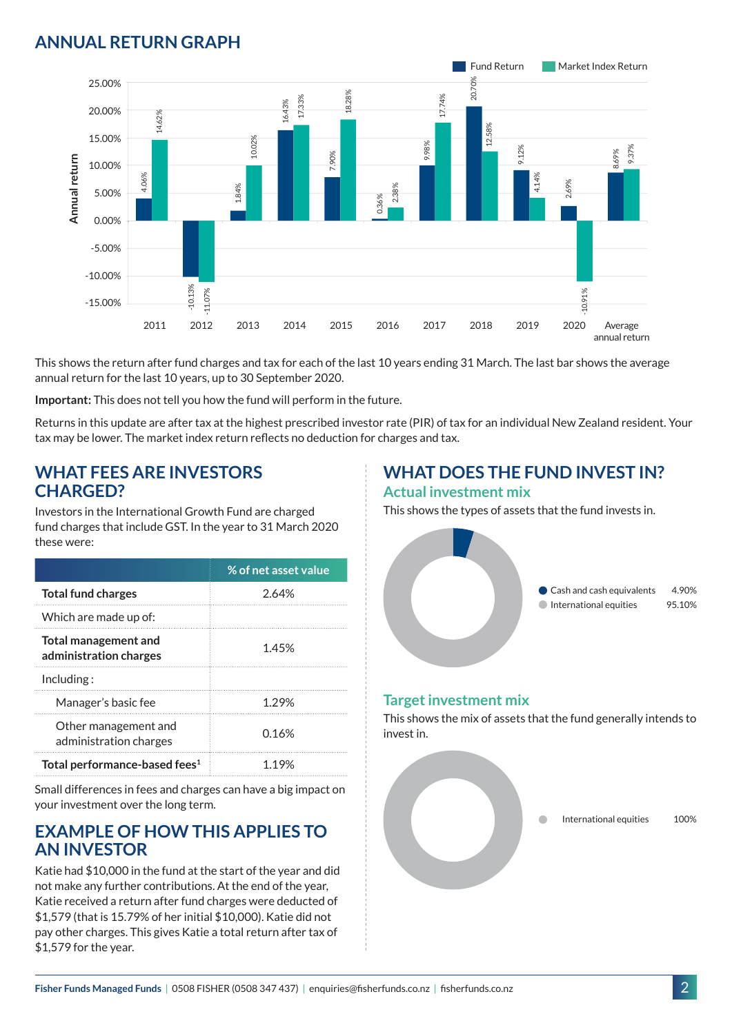## ANNUAL RETURN GRAPH

Fund Return
Market Index Return

Annual return

25.00%
20.00%
15.00%
10.00%
5.00%
0.00%
-5.00%
-10.00%
-15.00%

2011: 4.06% 14.62%
2012: -10.13% -11.07%
2013: 1.84% 10.02%
2014: 16.43% 17.33%
2015: 7.90% 18.28%
2016: 0.36% 2.38%
2017: 9.98% 17.74%
2018: 20.70% 12.58%
2019: 9.12% 4.14%
2020: 2.69% -10.91%
Average annual return: 8.69% 9.37%

This shows the return after fund charges and tax for each of the last 10 years ending 31 March. The last bar shows the average annual return for the last 10 years, up to 30 September 2020.

**Important:** This does not tell you how the fund will perform in the future.

Returns in this update are after tax at the highest prescribed investor rate (PIR) of tax for an individual New Zealand resident. Your tax may be lower. The market index return reflects no deduction for charges and tax.

## WHAT FEES ARE INVESTORS CHARGED?

Investors in the International Growth Fund are charged fund charges that include GST. In the year to 31 March 2020 these were:

| | % of net asset value |
|---|---|
| **Total fund charges** | 2.64% |
| Which are made up of: | |
| **Total management and administration charges** | 1.45% |
| Including : | |
| Manager's basic fee | 1.29% |
| Other management and administration charges | 0.16% |
| **Total performance-based fees**[1] | 1.19% |

Small differences in fees and charges can have a big impact on your investment over the long term.

## EXAMPLE OF HOW THIS APPLIES TO AN INVESTOR

Katie had $10,000 in the fund at the start of the year and did not make any further contributions. At the end of the year, Katie received a return after fund charges were deducted of $1,579 (that is 15.79% of her initial $10,000). Katie did not pay other charges. This gives Katie a total return after tax of $1,579 for the year.

## WHAT DOES THE FUND INVEST IN?

### Actual investment mix

This shows the types of assets that the fund invests in.

Cash and cash equivalents 4.90%
International equities 95.10%

### Target investment mix

This shows the mix of assets that the fund generally intends to invest in.

International equities 100%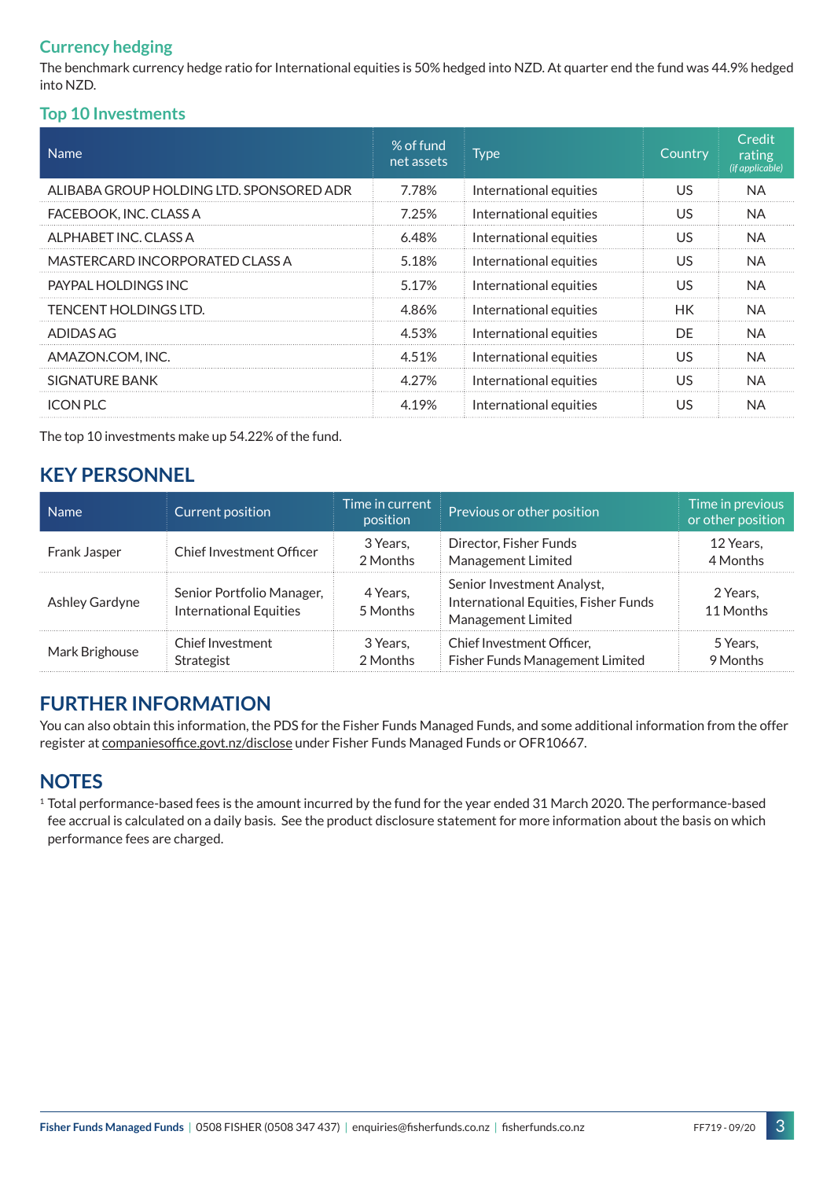## Currency hedging

The benchmark currency hedge ratio for International equities is 50% hedged into NZD. At quarter end the fund was 44.9% hedged into NZD.

## Top 10 Investments

| Name | % of fund net assets | Type | Country | Credit rating *(if applicable)* |
|---|---|---|---|---|
| ALIBABA GROUP HOLDING LTD. SPONSORED ADR | 7.78% | International equities | US | NA |
| FACEBOOK, INC. CLASS A | 7.25% | International equities | US | NA |
| ALPHABET INC. CLASS A | 6.48% | International equities | US | NA |
| MASTERCARD INCORPORATED CLASS A | 5.18% | International equities | US | NA |
| PAYPAL HOLDINGS INC | 5.17% | International equities | US | NA |
| TENCENT HOLDINGS LTD. | 4.86% | International equities | HK | NA |
| ADIDAS AG | 4.53% | International equities | DE | NA |
| AMAZON.COM, INC. | 4.51% | International equities | US | NA |
| SIGNATURE BANK | 4.27% | International equities | US | NA |
| ICON PLC | 4.19% | International equities | US | NA |

The top 10 investments make up 54.22% of the fund.

# KEY PERSONNEL

| Name | Current position | Time in current position | Previous or other position | Time in previous or other position |
|---|---|---|---|---|
| Frank Jasper | Chief Investment Officer | 3 Years, 2 Months | Director, Fisher Funds Management Limited | 12 Years, 4 Months |
| Ashley Gardyne | Senior Portfolio Manager, International Equities | 4 Years, 5 Months | Senior Investment Analyst, International Equities, Fisher Funds Management Limited | 2 Years, 11 Months |
| Mark Brighouse | Chief Investment Strategist | 3 Years, 2 Months | Chief Investment Officer, Fisher Funds Management Limited | 5 Years, 9 Months |

# FURTHER INFORMATION

You can also obtain this information, the PDS for the Fisher Funds Managed Funds, and some additional information from the offer register at companiesoffice.govt.nz/disclose under Fisher Funds Managed Funds or OFR10667.

# NOTES

[1] Total performance-based fees is the amount incurred by the fund for the year ended 31 March 2020. The performance-based fee accrual is calculated on a daily basis. See the product disclosure statement for more information about the basis on which performance fees are charged.